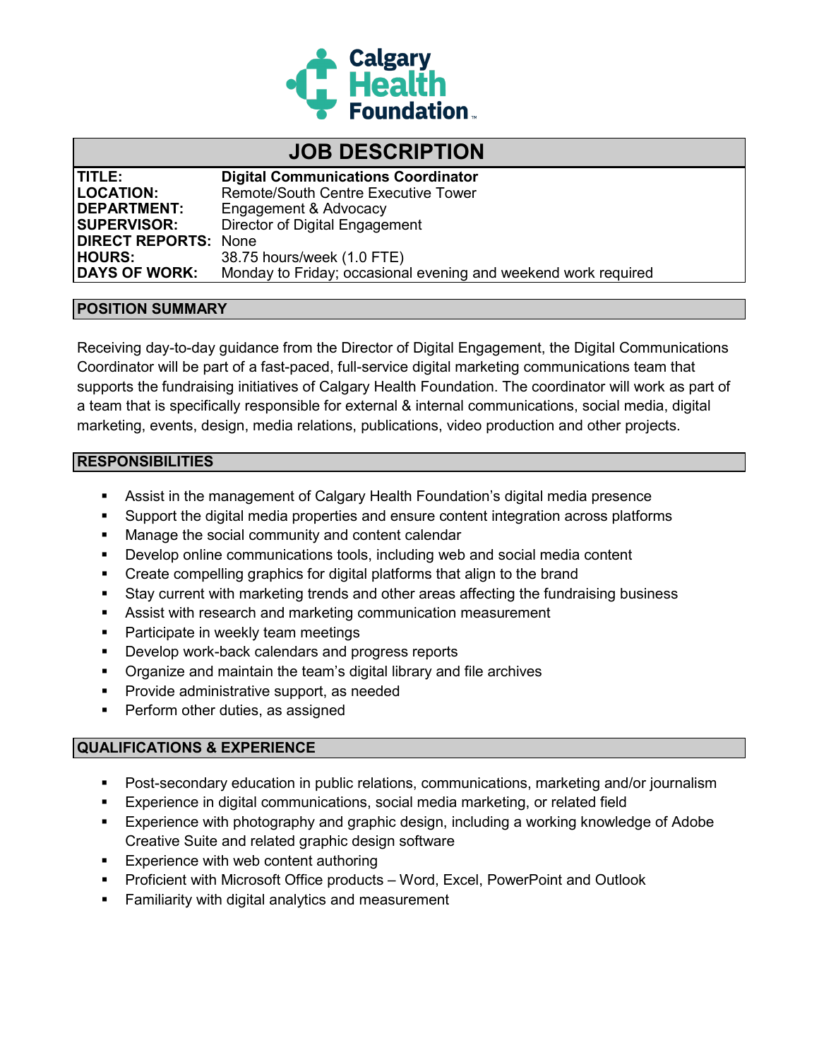Calgary Health Foundation

# JOB DESCRIPTION

| | |
|---|---|
| **TITLE:** | **Digital Communications Coordinator** |
| **LOCATION:** | Remote/South Centre Executive Tower |
| **DEPARTMENT:** | Engagement & Advocacy |
| **SUPERVISOR:** | Director of Digital Engagement |
| **DIRECT REPORTS:** | None |
| **HOURS:** | 38.75 hours/week (1.0 FTE) |
| **DAYS OF WORK:** | Monday to Friday; occasional evening and weekend work required |

## POSITION SUMMARY

Receiving day-to-day guidance from the Director of Digital Engagement, the Digital Communications Coordinator will be part of a fast-paced, full-service digital marketing communications team that supports the fundraising initiatives of Calgary Health Foundation. The coordinator will work as part of a team that is specifically responsible for external & internal communications, social media, digital marketing, events, design, media relations, publications, video production and other projects.

## RESPONSIBILITIES

- Assist in the management of Calgary Health Foundation's digital media presence
- Support the digital media properties and ensure content integration across platforms
- Manage the social community and content calendar
- Develop online communications tools, including web and social media content
- Create compelling graphics for digital platforms that align to the brand
- Stay current with marketing trends and other areas affecting the fundraising business
- Assist with research and marketing communication measurement
- Participate in weekly team meetings
- Develop work-back calendars and progress reports
- Organize and maintain the team's digital library and file archives
- Provide administrative support, as needed
- Perform other duties, as assigned

## QUALIFICATIONS & EXPERIENCE

- Post-secondary education in public relations, communications, marketing and/or journalism
- Experience in digital communications, social media marketing, or related field
- Experience with photography and graphic design, including a working knowledge of Adobe Creative Suite and related graphic design software
- Experience with web content authoring
- Proficient with Microsoft Office products – Word, Excel, PowerPoint and Outlook
- Familiarity with digital analytics and measurement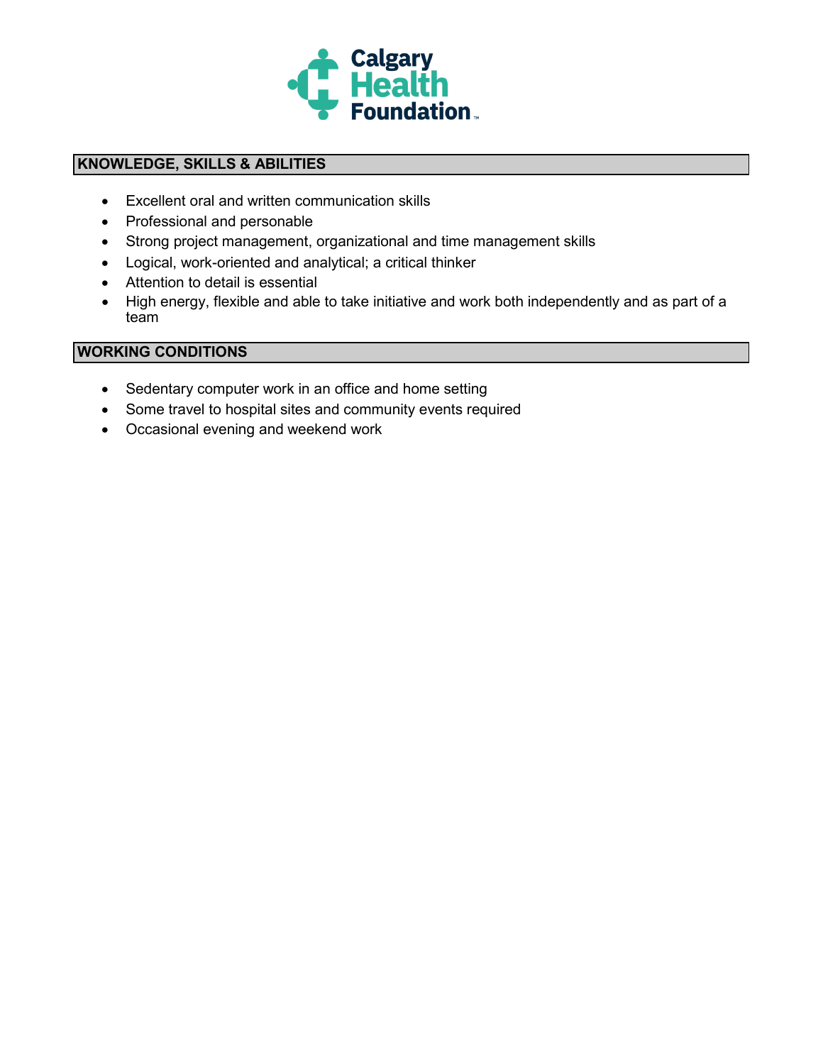## KNOWLEDGE, SKILLS & ABILITIES

- Excellent oral and written communication skills
- Professional and personable
- Strong project management, organizational and time management skills
- Logical, work-oriented and analytical; a critical thinker
- Attention to detail is essential
- High energy, flexible and able to take initiative and work both independently and as part of a team

## WORKING CONDITIONS

- Sedentary computer work in an office and home setting
- Some travel to hospital sites and community events required
- Occasional evening and weekend work